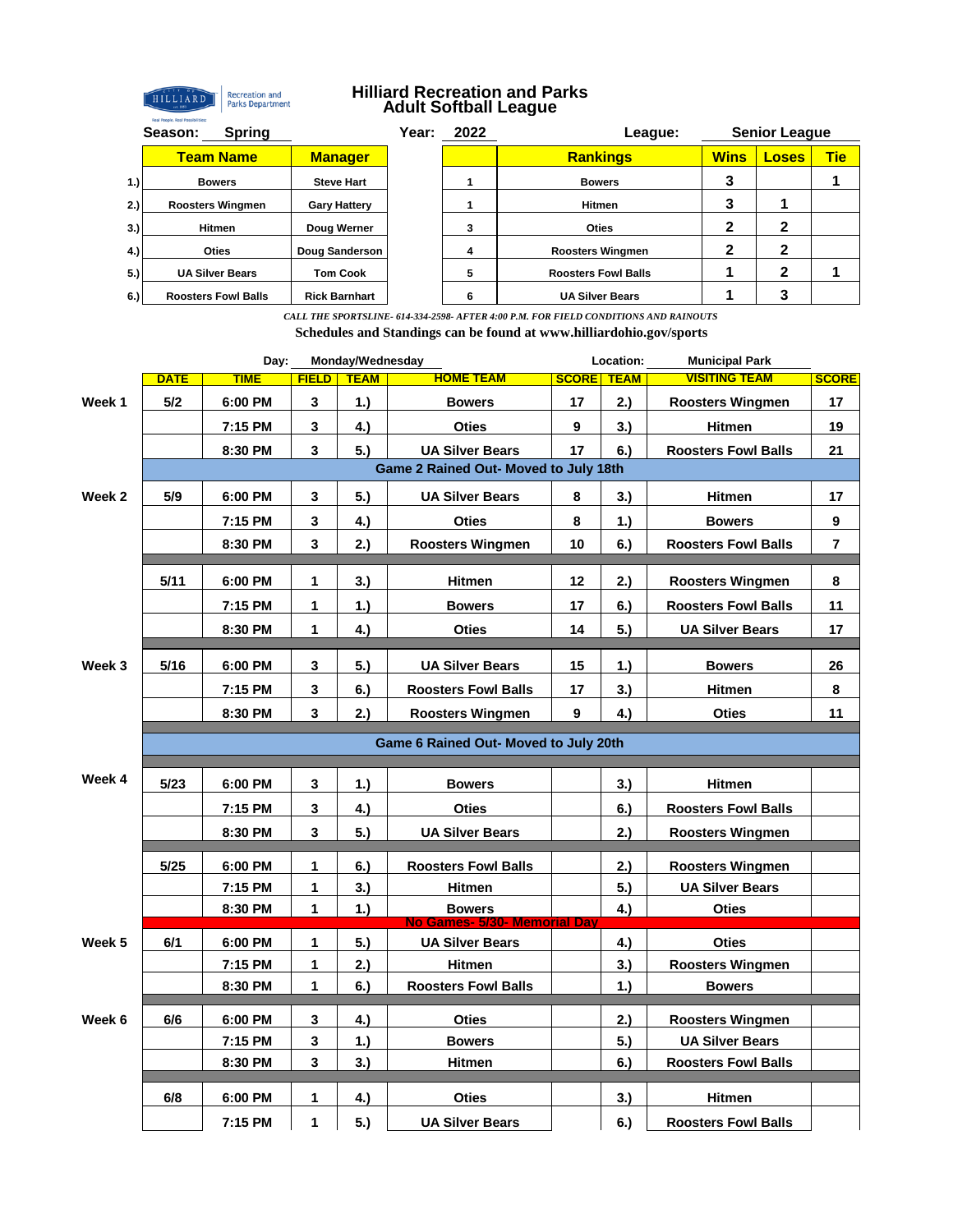# Hilliard Recreation and Parks
## Adult Softball League

**Season:** Spring **Year:** 2022 **League:** Senior League

| | Team Name | Manager |
|---|---|---|
| 1.) | Bowers | Steve Hart |
| 2.) | Roosters Wingmen | Gary Hattery |
| 3.) | Hitmen | Doug Werner |
| 4.) | Oties | Doug Sanderson |
| 5.) | UA Silver Bears | Tom Cook |
| 6.) | Roosters Fowl Balls | Rick Barnhart |

| | Rankings | Wins | Loses | Tie |
|---|---|---|---|---|
| 1 | Bowers | 3 | | 1 |
| 1 | Hitmen | 3 | 1 | |
| 3 | Oties | 2 | 2 | |
| 4 | Roosters Wingmen | 2 | 2 | |
| 5 | Roosters Fowl Balls | 1 | 2 | 1 |
| 6 | UA Silver Bears | 1 | 3 | |

*CALL THE SPORTSLINE- 614-334-2598- AFTER 4:00 P.M. FOR FIELD CONDITIONS AND RAINOUTS*

**Schedules and Standings can be found at www.hilliardohio.gov/sports**

**Day:** Monday/Wednesday **Location:** Municipal Park

| | DATE | TIME | FIELD | TEAM | HOME TEAM | SCORE | TEAM | VISITING TEAM | SCORE |
|---|---|---|---|---|---|---|---|---|---|
| Week 1 | 5/2 | 6:00 PM | 3 | 1.) | Bowers | 17 | 2.) | Roosters Wingmen | 17 |
| | | 7:15 PM | 3 | 4.) | Oties | 9 | 3.) | Hitmen | 19 |
| | | 8:30 PM | 3 | 5.) | UA Silver Bears | 17 | 6.) | Roosters Fowl Balls | 21 |
| | Game 2 Rained Out- Moved to July 18th | | | | | | | | |
| Week 2 | 5/9 | 6:00 PM | 3 | 5.) | UA Silver Bears | 8 | 3.) | Hitmen | 17 |
| | | 7:15 PM | 3 | 4.) | Oties | 8 | 1.) | Bowers | 9 |
| | | 8:30 PM | 3 | 2.) | Roosters Wingmen | 10 | 6.) | Roosters Fowl Balls | 7 |
| | 5/11 | 6:00 PM | 1 | 3.) | Hitmen | 12 | 2.) | Roosters Wingmen | 8 |
| | | 7:15 PM | 1 | 1.) | Bowers | 17 | 6.) | Roosters Fowl Balls | 11 |
| | | 8:30 PM | 1 | 4.) | Oties | 14 | 5.) | UA Silver Bears | 17 |
| Week 3 | 5/16 | 6:00 PM | 3 | 5.) | UA Silver Bears | 15 | 1.) | Bowers | 26 |
| | | 7:15 PM | 3 | 6.) | Roosters Fowl Balls | 17 | 3.) | Hitmen | 8 |
| | | 8:30 PM | 3 | 2.) | Roosters Wingmen | 9 | 4.) | Oties | 11 |
| | Game 6 Rained Out- Moved to July 20th | | | | | | | | |
| Week 4 | 5/23 | 6:00 PM | 3 | 1.) | Bowers | | 3.) | Hitmen | |
| | | 7:15 PM | 3 | 4.) | Oties | | 6.) | Roosters Fowl Balls | |
| | | 8:30 PM | 3 | 5.) | UA Silver Bears | | 2.) | Roosters Wingmen | |
| | 5/25 | 6:00 PM | 1 | 6.) | Roosters Fowl Balls | | 2.) | Roosters Wingmen | |
| | | 7:15 PM | 1 | 3.) | Hitmen | | 5.) | UA Silver Bears | |
| | | 8:30 PM | 1 | 1.) | Bowers | | 4.) | Oties | |
| | No Games- 5/30- Memorial Day | | | | | | | | |
| Week 5 | 6/1 | 6:00 PM | 1 | 5.) | UA Silver Bears | | 4.) | Oties | |
| | | 7:15 PM | 1 | 2.) | Hitmen | | 3.) | Roosters Wingmen | |
| | | 8:30 PM | 1 | 6.) | Roosters Fowl Balls | | 1.) | Bowers | |
| Week 6 | 6/6 | 6:00 PM | 3 | 4.) | Oties | | 2.) | Roosters Wingmen | |
| | | 7:15 PM | 3 | 1.) | Bowers | | 5.) | UA Silver Bears | |
| | | 8:30 PM | 3 | 3.) | Hitmen | | 6.) | Roosters Fowl Balls | |
| | 6/8 | 6:00 PM | 1 | 4.) | Oties | | 3.) | Hitmen | |
| | | 7:15 PM | 1 | 5.) | UA Silver Bears | | 6.) | Roosters Fowl Balls | |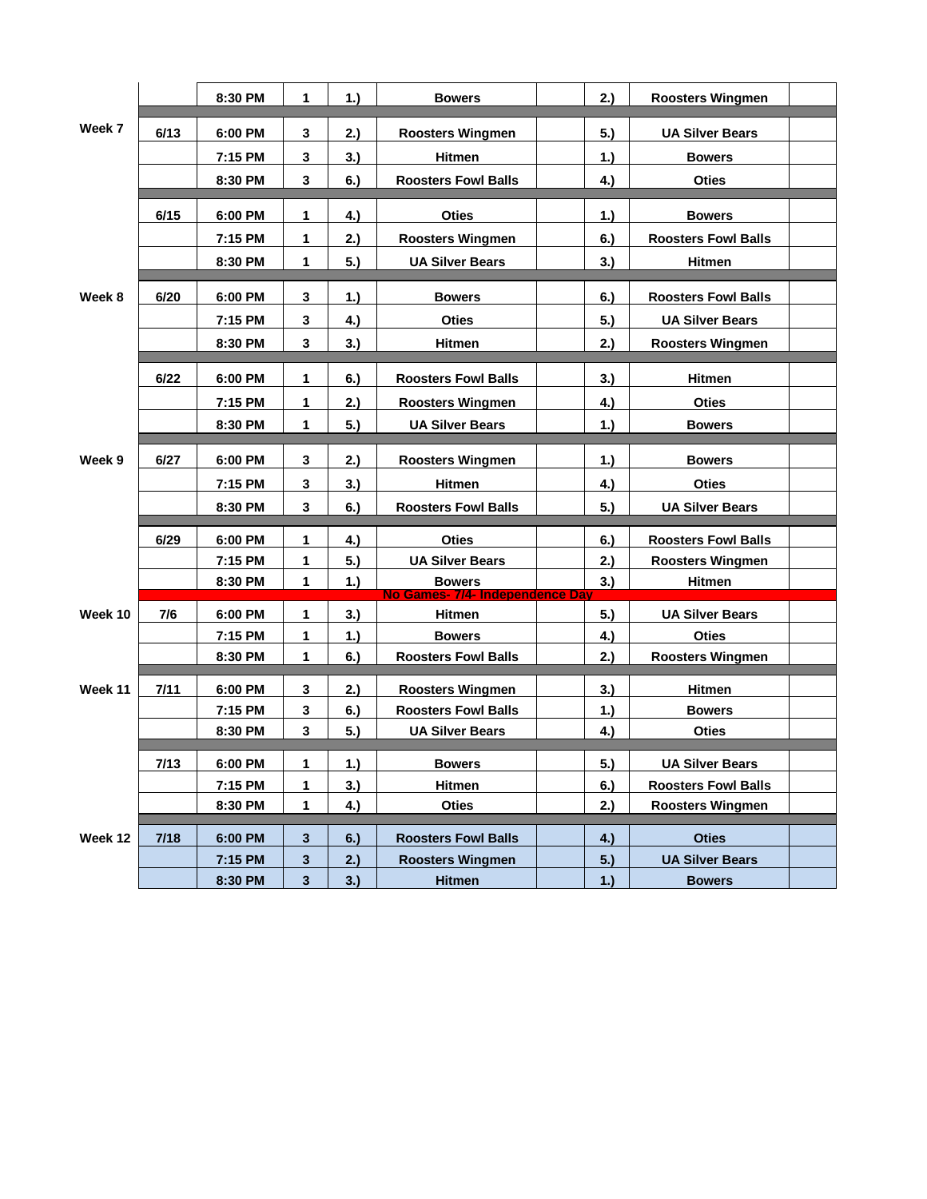| | | | | | | | | | |
|---|---|---|---|---|---|---|---|---|---|
| | | 8:30 PM | 1 | 1.) | Bowers | | 2.) | Roosters Wingmen | |
| Week 7 | 6/13 | 6:00 PM | 3 | 2.) | Roosters Wingmen | | 5.) | UA Silver Bears | |
| | | 7:15 PM | 3 | 3.) | Hitmen | | 1.) | Bowers | |
| | | 8:30 PM | 3 | 6.) | Roosters Fowl Balls | | 4.) | Oties | |
| | 6/15 | 6:00 PM | 1 | 4.) | Oties | | 1.) | Bowers | |
| | | 7:15 PM | 1 | 2.) | Roosters Wingmen | | 6.) | Roosters Fowl Balls | |
| | | 8:30 PM | 1 | 5.) | UA Silver Bears | | 3.) | Hitmen | |
| Week 8 | 6/20 | 6:00 PM | 3 | 1.) | Bowers | | 6.) | Roosters Fowl Balls | |
| | | 7:15 PM | 3 | 4.) | Oties | | 5.) | UA Silver Bears | |
| | | 8:30 PM | 3 | 3.) | Hitmen | | 2.) | Roosters Wingmen | |
| | 6/22 | 6:00 PM | 1 | 6.) | Roosters Fowl Balls | | 3.) | Hitmen | |
| | | 7:15 PM | 1 | 2.) | Roosters Wingmen | | 4.) | Oties | |
| | | 8:30 PM | 1 | 5.) | UA Silver Bears | | 1.) | Bowers | |
| Week 9 | 6/27 | 6:00 PM | 3 | 2.) | Roosters Wingmen | | 1.) | Bowers | |
| | | 7:15 PM | 3 | 3.) | Hitmen | | 4.) | Oties | |
| | | 8:30 PM | 3 | 6.) | Roosters Fowl Balls | | 5.) | UA Silver Bears | |
| | 6/29 | 6:00 PM | 1 | 4.) | Oties | | 6.) | Roosters Fowl Balls | |
| | | 7:15 PM | 1 | 5.) | UA Silver Bears | | 2.) | Roosters Wingmen | |
| | | 8:30 PM | 1 | 1.) | Bowers | | 3.) | Hitmen | |
| | | | | | No Games- 7/4- Independence Day | | | | |
| Week 10 | 7/6 | 6:00 PM | 1 | 3.) | Hitmen | | 5.) | UA Silver Bears | |
| | | 7:15 PM | 1 | 1.) | Bowers | | 4.) | Oties | |
| | | 8:30 PM | 1 | 6.) | Roosters Fowl Balls | | 2.) | Roosters Wingmen | |
| Week 11 | 7/11 | 6:00 PM | 3 | 2.) | Roosters Wingmen | | 3.) | Hitmen | |
| | | 7:15 PM | 3 | 6.) | Roosters Fowl Balls | | 1.) | Bowers | |
| | | 8:30 PM | 3 | 5.) | UA Silver Bears | | 4.) | Oties | |
| | 7/13 | 6:00 PM | 1 | 1.) | Bowers | | 5.) | UA Silver Bears | |
| | | 7:15 PM | 1 | 3.) | Hitmen | | 6.) | Roosters Fowl Balls | |
| | | 8:30 PM | 1 | 4.) | Oties | | 2.) | Roosters Wingmen | |
| Week 12 | 7/18 | 6:00 PM | 3 | 6.) | Roosters Fowl Balls | | 4.) | Oties | |
| | | 7:15 PM | 3 | 2.) | Roosters Wingmen | | 5.) | UA Silver Bears | |
| | | 8:30 PM | 3 | 3.) | Hitmen | | 1.) | Bowers | |